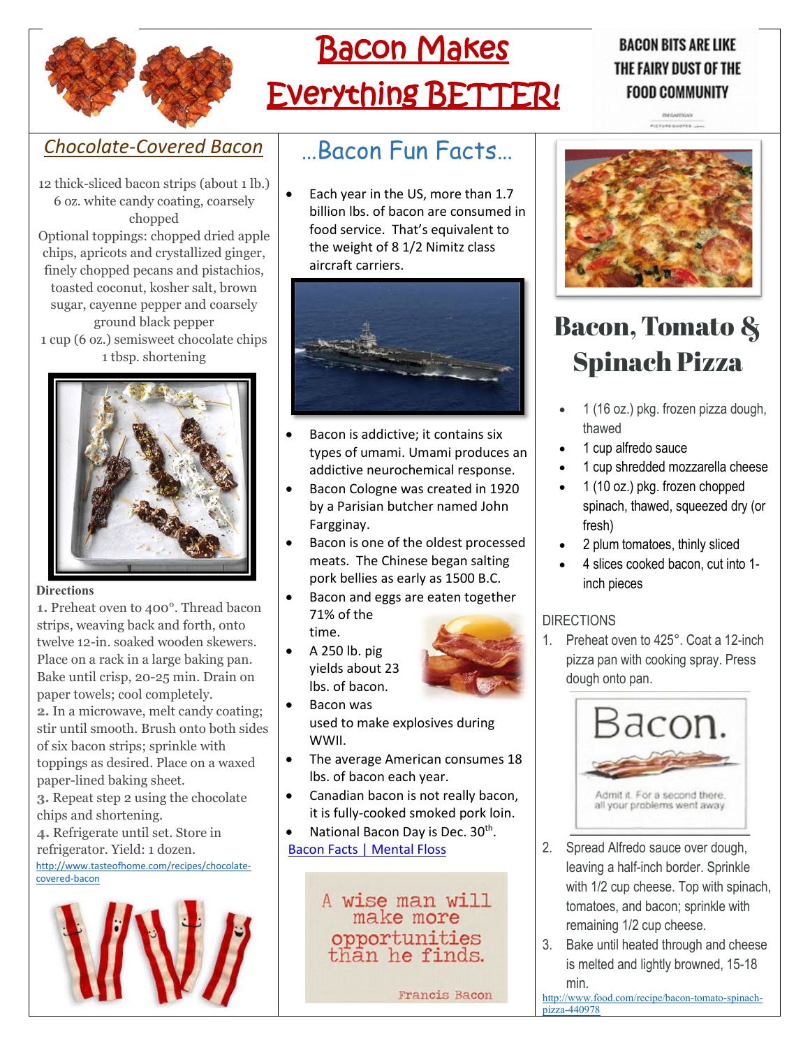# Bacon Makes Everything BETTER!

BACON BITS ARE LIKE THE FAIRY DUST OF THE FOOD COMMUNITY

## *Chocolate-Covered Bacon*

12 thick-sliced bacon strips (about 1 lb.)
6 oz. white candy coating, coarsely chopped
Optional toppings: chopped dried apple chips, apricots and crystallized ginger, finely chopped pecans and pistachios, toasted coconut, kosher salt, brown sugar, cayenne pepper and coarsely ground black pepper
1 cup (6 oz.) semisweet chocolate chips
1 tbsp. shortening

**Directions**

**1.** Preheat oven to 400°. Thread bacon strips, weaving back and forth, onto twelve 12-in. soaked wooden skewers. Place on a rack in a large baking pan. Bake until crisp, 20-25 min. Drain on paper towels; cool completely.
**2.** In a microwave, melt candy coating; stir until smooth. Brush onto both sides of six bacon strips; sprinkle with toppings as desired. Place on a waxed paper-lined baking sheet.
**3.** Repeat step 2 using the chocolate chips and shortening.
**4.** Refrigerate until set. Store in refrigerator. Yield: 1 dozen.

http://www.tasteofhome.com/recipes/chocolate-covered-bacon

## …Bacon Fun Facts…

- Each year in the US, more than 1.7 billion lbs. of bacon are consumed in food service. That's equivalent to the weight of 8 1/2 Nimitz class aircraft carriers.
- Bacon is addictive; it contains six types of umami. Umami produces an addictive neurochemical response.
- Bacon Cologne was created in 1920 by a Parisian butcher named John Fargginay.
- Bacon is one of the oldest processed meats. The Chinese began salting pork bellies as early as 1500 B.C.
- Bacon and eggs are eaten together 71% of the time.
- A 250 lb. pig yields about 23 lbs. of bacon.
- Bacon was used to make explosives during WWII.
- The average American consumes 18 lbs. of bacon each year.
- Canadian bacon is not really bacon, it is fully-cooked smoked pork loin.
- National Bacon Day is Dec. 30th.

[Bacon Facts | Mental Floss]

A wise man will make more opportunities than he finds.
Francis Bacon

## Bacon, Tomato & Spinach Pizza

- 1 (16 oz.) pkg. frozen pizza dough, thawed
- 1 cup alfredo sauce
- 1 cup shredded mozzarella cheese
- 1 (10 oz.) pkg. frozen chopped spinach, thawed, squeezed dry (or fresh)
- 2 plum tomatoes, thinly sliced
- 4 slices cooked bacon, cut into 1-inch pieces

DIRECTIONS

1. Preheat oven to 425°. Coat a 12-inch pizza pan with cooking spray. Press dough onto pan.

Bacon.
Admit it. For a second there, all your problems went away

2. Spread Alfredo sauce over dough, leaving a half-inch border. Sprinkle with 1/2 cup cheese. Top with spinach, tomatoes, and bacon; sprinkle with remaining 1/2 cup cheese.
3. Bake until heated through and cheese is melted and lightly browned, 15-18 min.

http://www.food.com/recipe/bacon-tomato-spinach-pizza-440978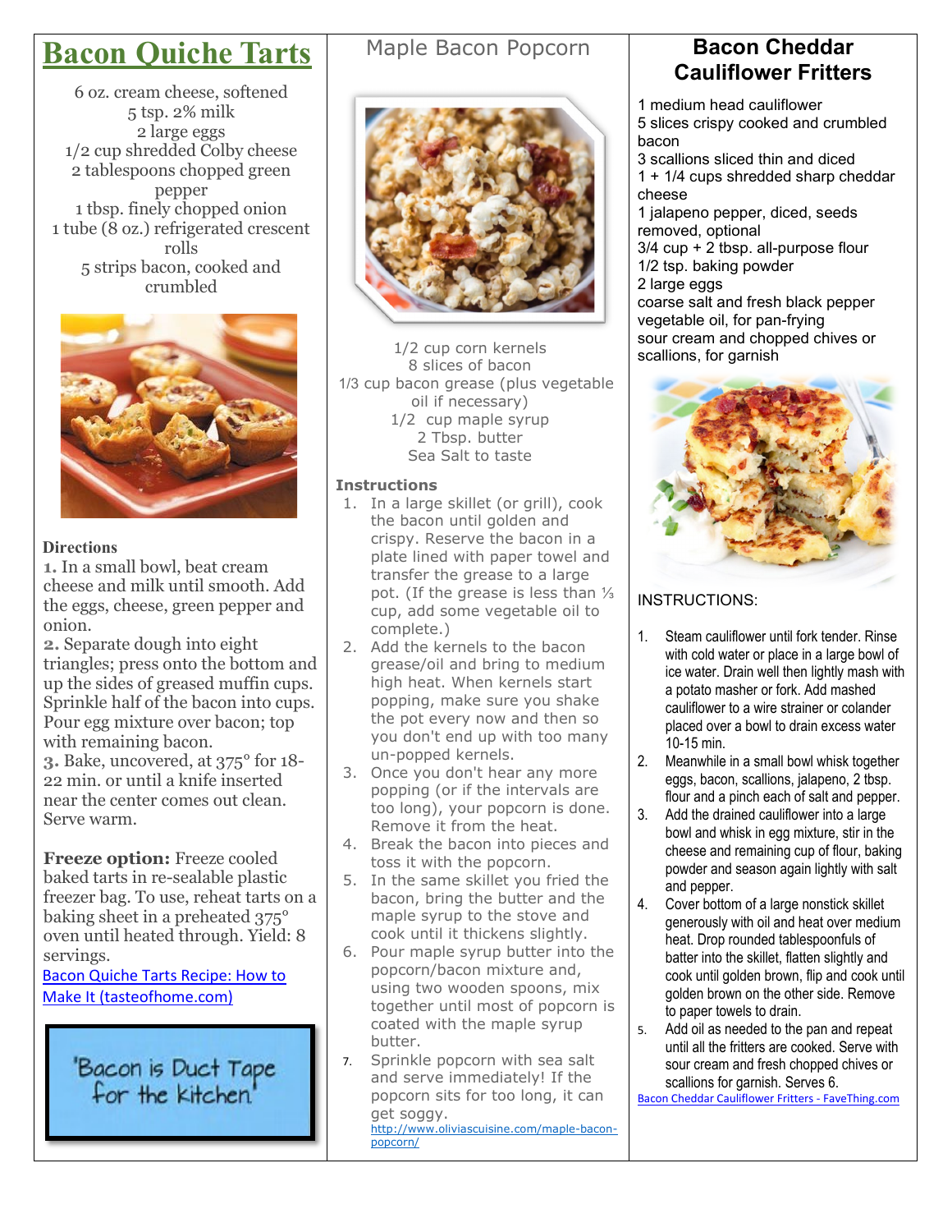# Bacon Quiche Tarts

6 oz. cream cheese, softened
5 tsp. 2% milk
2 large eggs
1/2 cup shredded Colby cheese
2 tablespoons chopped green pepper
1 tbsp. finely chopped onion
1 tube (8 oz.) refrigerated crescent rolls
5 strips bacon, cooked and crumbled

**Directions**

**1.** In a small bowl, beat cream cheese and milk until smooth. Add the eggs, cheese, green pepper and onion.
**2.** Separate dough into eight triangles; press onto the bottom and up the sides of greased muffin cups. Sprinkle half of the bacon into cups. Pour egg mixture over bacon; top with remaining bacon.
**3.** Bake, uncovered, at 375° for 18-22 min. or until a knife inserted near the center comes out clean. Serve warm.

**Freeze option:** Freeze cooled baked tarts in re-sealable plastic freezer bag. To use, reheat tarts on a baking sheet in a preheated 375° oven until heated through. Yield: 8 servings.

[Bacon Quiche Tarts Recipe: How to Make It (tasteofhome.com)]

'Bacon is Duct Tape for the kitchen'

# Maple Bacon Popcorn

1/2 cup corn kernels
8 slices of bacon
1/3 cup bacon grease (plus vegetable oil if necessary)
1/2 cup maple syrup
2 Tbsp. butter
Sea Salt to taste

**Instructions**

1. In a large skillet (or grill), cook the bacon until golden and crispy. Reserve the bacon in a plate lined with paper towel and transfer the grease to a large pot. (If the grease is less than ⅓ cup, add some vegetable oil to complete.)
2. Add the kernels to the bacon grease/oil and bring to medium high heat. When kernels start popping, make sure you shake the pot every now and then so you don't end up with too many un-popped kernels.
3. Once you don't hear any more popping (or if the intervals are too long), your popcorn is done. Remove it from the heat.
4. Break the bacon into pieces and toss it with the popcorn.
5. In the same skillet you fried the bacon, bring the butter and the maple syrup to the stove and cook until it thickens slightly.
6. Pour maple syrup butter into the popcorn/bacon mixture and, using two wooden spoons, mix together until most of popcorn is coated with the maple syrup butter.
7. Sprinkle popcorn with sea salt and serve immediately! If the popcorn sits for too long, it can get soggy.

http://www.oliviascuisine.com/maple-bacon-popcorn/

# Bacon Cheddar Cauliflower Fritters

1 medium head cauliflower
5 slices crispy cooked and crumbled bacon
3 scallions sliced thin and diced
1 + 1/4 cups shredded sharp cheddar cheese
1 jalapeno pepper, diced, seeds removed, optional
3/4 cup + 2 tbsp. all-purpose flour
1/2 tsp. baking powder
2 large eggs
coarse salt and fresh black pepper
vegetable oil, for pan-frying
sour cream and chopped chives or scallions, for garnish

INSTRUCTIONS:

1. Steam cauliflower until fork tender. Rinse with cold water or place in a large bowl of ice water. Drain well then lightly mash with a potato masher or fork. Add mashed cauliflower to a wire strainer or colander placed over a bowl to drain excess water 10-15 min.
2. Meanwhile in a small bowl whisk together eggs, bacon, scallions, jalapeno, 2 tbsp. flour and a pinch each of salt and pepper.
3. Add the drained cauliflower into a large bowl and whisk in egg mixture, stir in the cheese and remaining cup of flour, baking powder and season again lightly with salt and pepper.
4. Cover bottom of a large nonstick skillet generously with oil and heat over medium heat. Drop rounded tablespoonfuls of batter into the skillet, flatten slightly and cook until golden brown, flip and cook until golden brown on the other side. Remove to paper towels to drain.
5. Add oil as needed to the pan and repeat until all the fritters are cooked. Serve with sour cream and fresh chopped chives or scallions for garnish. Serves 6.

[Bacon Cheddar Cauliflower Fritters - FaveThing.com]